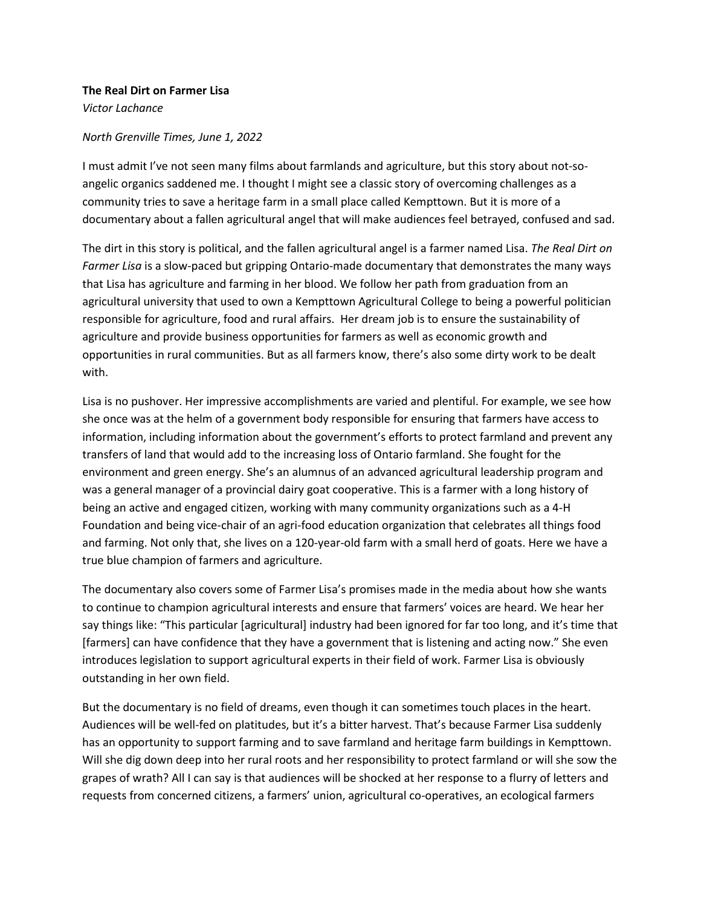**The Real Dirt on Farmer Lisa**

*Victor Lachance*

*North Grenville Times, June 1, 2022*

I must admit I've not seen many films about farmlands and agriculture, but this story about not-so-angelic organics saddened me. I thought I might see a classic story of overcoming challenges as a community tries to save a heritage farm in a small place called Kempttown. But it is more of a documentary about a fallen agricultural angel that will make audiences feel betrayed, confused and sad.

The dirt in this story is political, and the fallen agricultural angel is a farmer named Lisa. *The Real Dirt on Farmer Lisa* is a slow-paced but gripping Ontario-made documentary that demonstrates the many ways that Lisa has agriculture and farming in her blood. We follow her path from graduation from an agricultural university that used to own a Kempttown Agricultural College to being a powerful politician responsible for agriculture, food and rural affairs. Her dream job is to ensure the sustainability of agriculture and provide business opportunities for farmers as well as economic growth and opportunities in rural communities. But as all farmers know, there's also some dirty work to be dealt with.

Lisa is no pushover. Her impressive accomplishments are varied and plentiful. For example, we see how she once was at the helm of a government body responsible for ensuring that farmers have access to information, including information about the government's efforts to protect farmland and prevent any transfers of land that would add to the increasing loss of Ontario farmland. She fought for the environment and green energy. She's an alumnus of an advanced agricultural leadership program and was a general manager of a provincial dairy goat cooperative. This is a farmer with a long history of being an active and engaged citizen, working with many community organizations such as a 4-H Foundation and being vice-chair of an agri-food education organization that celebrates all things food and farming. Not only that, she lives on a 120-year-old farm with a small herd of goats. Here we have a true blue champion of farmers and agriculture.

The documentary also covers some of Farmer Lisa's promises made in the media about how she wants to continue to champion agricultural interests and ensure that farmers' voices are heard. We hear her say things like: "This particular [agricultural] industry had been ignored for far too long, and it's time that [farmers] can have confidence that they have a government that is listening and acting now." She even introduces legislation to support agricultural experts in their field of work. Farmer Lisa is obviously outstanding in her own field.

But the documentary is no field of dreams, even though it can sometimes touch places in the heart. Audiences will be well-fed on platitudes, but it's a bitter harvest. That's because Farmer Lisa suddenly has an opportunity to support farming and to save farmland and heritage farm buildings in Kempttown. Will she dig down deep into her rural roots and her responsibility to protect farmland or will she sow the grapes of wrath? All I can say is that audiences will be shocked at her response to a flurry of letters and requests from concerned citizens, a farmers' union, agricultural co-operatives, an ecological farmers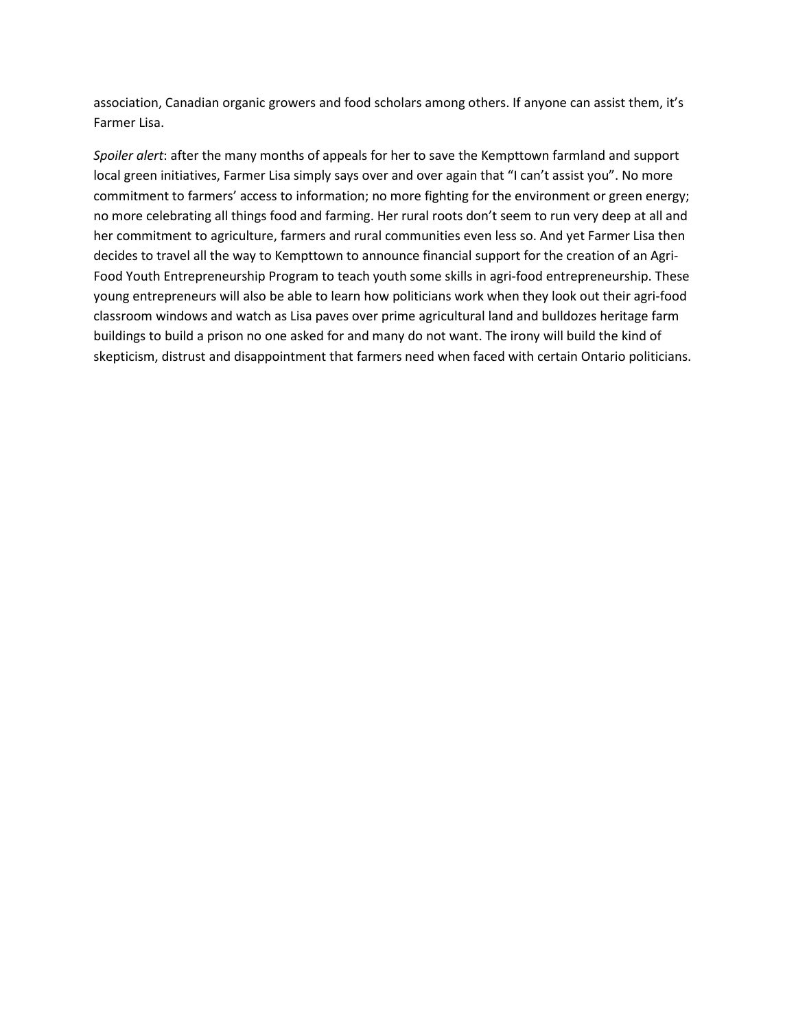association, Canadian organic growers and food scholars among others. If anyone can assist them, it's Farmer Lisa.

*Spoiler alert*: after the many months of appeals for her to save the Kempttown farmland and support local green initiatives, Farmer Lisa simply says over and over again that "I can't assist you". No more commitment to farmers' access to information; no more fighting for the environment or green energy; no more celebrating all things food and farming. Her rural roots don't seem to run very deep at all and her commitment to agriculture, farmers and rural communities even less so. And yet Farmer Lisa then decides to travel all the way to Kempttown to announce financial support for the creation of an Agri-Food Youth Entrepreneurship Program to teach youth some skills in agri-food entrepreneurship. These young entrepreneurs will also be able to learn how politicians work when they look out their agri-food classroom windows and watch as Lisa paves over prime agricultural land and bulldozes heritage farm buildings to build a prison no one asked for and many do not want. The irony will build the kind of skepticism, distrust and disappointment that farmers need when faced with certain Ontario politicians.